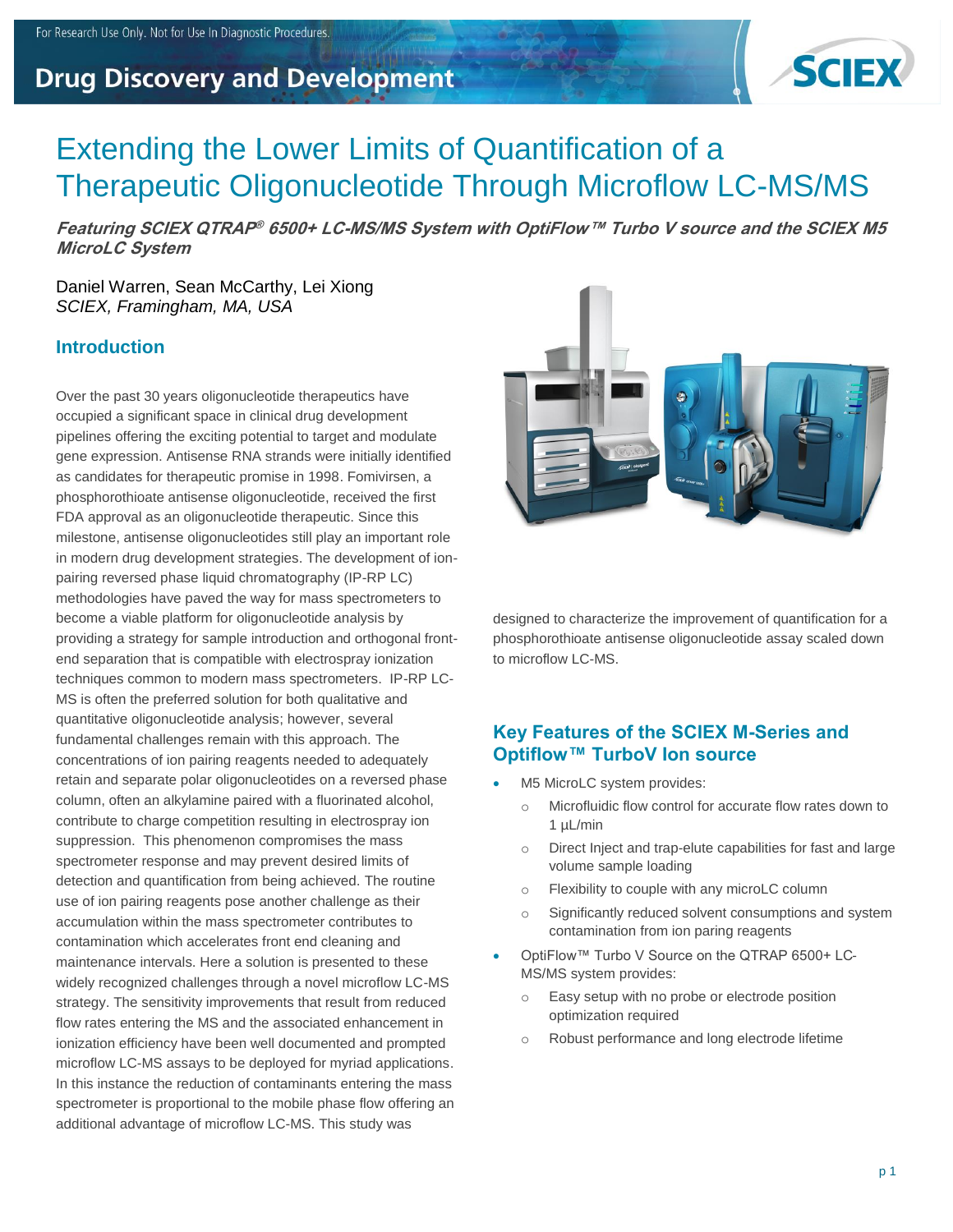# Extending the Lower Limits of Quantification of a Therapeutic Oligonucleotide Through Microflow LC-MS/MS

***Featuring SCIEX QTRAP® 6500+ LC-MS/MS System with OptiFlow™ Turbo V source and the SCIEX M5 MicroLC System***

Daniel Warren, Sean McCarthy, Lei Xiong
*SCIEX, Framingham, MA, USA*

## Introduction

Over the past 30 years oligonucleotide therapeutics have occupied a significant space in clinical drug development pipelines offering the exciting potential to target and modulate gene expression. Antisense RNA strands were initially identified as candidates for therapeutic promise in 1998. Fomivirsen, a phosphorothioate antisense oligonucleotide, received the first FDA approval as an oligonucleotide therapeutic. Since this milestone, antisense oligonucleotides still play an important role in modern drug development strategies. The development of ion-pairing reversed phase liquid chromatography (IP-RP LC) methodologies have paved the way for mass spectrometers to become a viable platform for oligonucleotide analysis by providing a strategy for sample introduction and orthogonal front-end separation that is compatible with electrospray ionization techniques common to modern mass spectrometers. IP-RP LC-MS is often the preferred solution for both qualitative and quantitative oligonucleotide analysis; however, several fundamental challenges remain with this approach. The concentrations of ion pairing reagents needed to adequately retain and separate polar oligonucleotides on a reversed phase column, often an alkylamine paired with a fluorinated alcohol, contribute to charge competition resulting in electrospray ion suppression. This phenomenon compromises the mass spectrometer response and may prevent desired limits of detection and quantification from being achieved. The routine use of ion pairing reagents pose another challenge as their accumulation within the mass spectrometer contributes to contamination which accelerates front end cleaning and maintenance intervals. Here a solution is presented to these widely recognized challenges through a novel microflow LC-MS strategy. The sensitivity improvements that result from reduced flow rates entering the MS and the associated enhancement in ionization efficiency have been well documented and prompted microflow LC-MS assays to be deployed for myriad applications. In this instance the reduction of contaminants entering the mass spectrometer is proportional to the mobile phase flow offering an additional advantage of microflow LC-MS. This study was designed to characterize the improvement of quantification for a phosphorothioate antisense oligonucleotide assay scaled down to microflow LC-MS.

## Key Features of the SCIEX M-Series and Optiflow™ TurboV Ion source

- M5 MicroLC system provides:
  - Microfluidic flow control for accurate flow rates down to 1 µL/min
  - Direct Inject and trap-elute capabilities for fast and large volume sample loading
  - Flexibility to couple with any microLC column
  - Significantly reduced solvent consumptions and system contamination from ion paring reagents
- OptiFlow™ Turbo V Source on the QTRAP 6500+ LC-MS/MS system provides:
  - Easy setup with no probe or electrode position optimization required
  - Robust performance and long electrode lifetime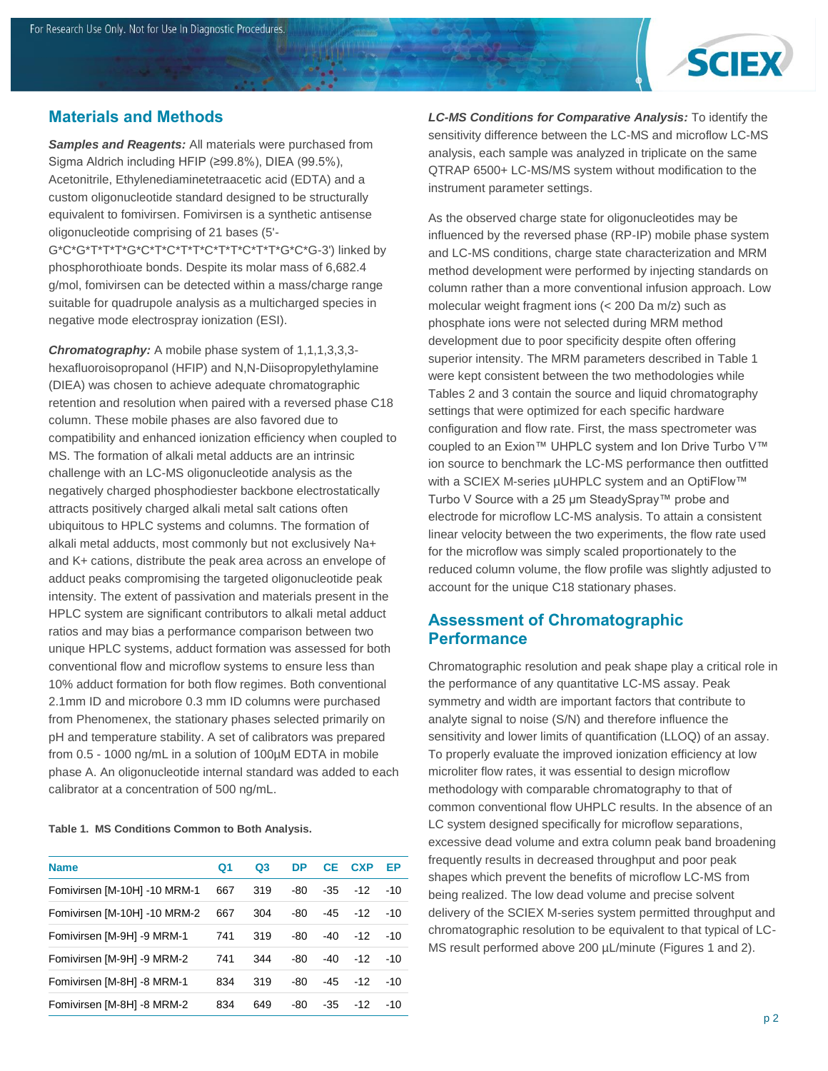## Materials and Methods

***Samples and Reagents:*** All materials were purchased from Sigma Aldrich including HFIP (≥99.8%), DIEA (99.5%), Acetonitrile, Ethylenediaminetetraacetic acid (EDTA) and a custom oligonucleotide standard designed to be structurally equivalent to fomivirsen. Fomivirsen is a synthetic antisense oligonucleotide comprising of 21 bases (5'-G*C*G*T*T*T*G*C*T*C*T*T*C*T*T*C*T*T*G*C*G-3') linked by phosphorothioate bonds. Despite its molar mass of 6,682.4 g/mol, fomivirsen can be detected within a mass/charge range suitable for quadrupole analysis as a multicharged species in negative mode electrospray ionization (ESI).

***Chromatography:*** A mobile phase system of 1,1,1,3,3,3-hexafluoroisopropanol (HFIP) and N,N-Diisopropylethylamine (DIEA) was chosen to achieve adequate chromatographic retention and resolution when paired with a reversed phase C18 column. These mobile phases are also favored due to compatibility and enhanced ionization efficiency when coupled to MS. The formation of alkali metal adducts are an intrinsic challenge with an LC-MS oligonucleotide analysis as the negatively charged phosphodiester backbone electrostatically attracts positively charged alkali metal salt cations often ubiquitous to HPLC systems and columns. The formation of alkali metal adducts, most commonly but not exclusively Na+ and K+ cations, distribute the peak area across an envelope of adduct peaks compromising the targeted oligonucleotide peak intensity. The extent of passivation and materials present in the HPLC system are significant contributors to alkali metal adduct ratios and may bias a performance comparison between two unique HPLC systems, adduct formation was assessed for both conventional flow and microflow systems to ensure less than 10% adduct formation for both flow regimes. Both conventional 2.1mm ID and microbore 0.3 mm ID columns were purchased from Phenomenex, the stationary phases selected primarily on pH and temperature stability. A set of calibrators was prepared from 0.5 - 1000 ng/mL in a solution of 100µM EDTA in mobile phase A. An oligonucleotide internal standard was added to each calibrator at a concentration of 500 ng/mL.

**Table 1. MS Conditions Common to Both Analysis.**

| Name | Q1 | Q3 | DP | CE | CXP | EP |
|---|---|---|---|---|---|---|
| Fomivirsen [M-10H] -10 MRM-1 | 667 | 319 | -80 | -35 | -12 | -10 |
| Fomivirsen [M-10H] -10 MRM-2 | 667 | 304 | -80 | -45 | -12 | -10 |
| Fomivirsen [M-9H] -9 MRM-1 | 741 | 319 | -80 | -40 | -12 | -10 |
| Fomivirsen [M-9H] -9 MRM-2 | 741 | 344 | -80 | -40 | -12 | -10 |
| Fomivirsen [M-8H] -8 MRM-1 | 834 | 319 | -80 | -45 | -12 | -10 |
| Fomivirsen [M-8H] -8 MRM-2 | 834 | 649 | -80 | -35 | -12 | -10 |

***LC-MS Conditions for Comparative Analysis:*** To identify the sensitivity difference between the LC-MS and microflow LC-MS analysis, each sample was analyzed in triplicate on the same QTRAP 6500+ LC-MS/MS system without modification to the instrument parameter settings.

As the observed charge state for oligonucleotides may be influenced by the reversed phase (RP-IP) mobile phase system and LC-MS conditions, charge state characterization and MRM method development were performed by injecting standards on column rather than a more conventional infusion approach. Low molecular weight fragment ions (< 200 Da m/z) such as phosphate ions were not selected during MRM method development due to poor specificity despite often offering superior intensity. The MRM parameters described in Table 1 were kept consistent between the two methodologies while Tables 2 and 3 contain the source and liquid chromatography settings that were optimized for each specific hardware configuration and flow rate. First, the mass spectrometer was coupled to an Exion™ UHPLC system and Ion Drive Turbo V™ ion source to benchmark the LC-MS performance then outfitted with a SCIEX M-series µUHPLC system and an OptiFlow™ Turbo V Source with a 25 µm SteadySpray™ probe and electrode for microflow LC-MS analysis. To attain a consistent linear velocity between the two experiments, the flow rate used for the microflow was simply scaled proportionately to the reduced column volume, the flow profile was slightly adjusted to account for the unique C18 stationary phases.

## Assessment of Chromatographic Performance

Chromatographic resolution and peak shape play a critical role in the performance of any quantitative LC-MS assay. Peak symmetry and width are important factors that contribute to analyte signal to noise (S/N) and therefore influence the sensitivity and lower limits of quantification (LLOQ) of an assay. To properly evaluate the improved ionization efficiency at low microliter flow rates, it was essential to design microflow methodology with comparable chromatography to that of common conventional flow UHPLC results. In the absence of an LC system designed specifically for microflow separations, excessive dead volume and extra column peak band broadening frequently results in decreased throughput and poor peak shapes which prevent the benefits of microflow LC-MS from being realized. The low dead volume and precise solvent delivery of the SCIEX M-series system permitted throughput and chromatographic resolution to be equivalent to that typical of LC-MS result performed above 200 µL/minute (Figures 1 and 2).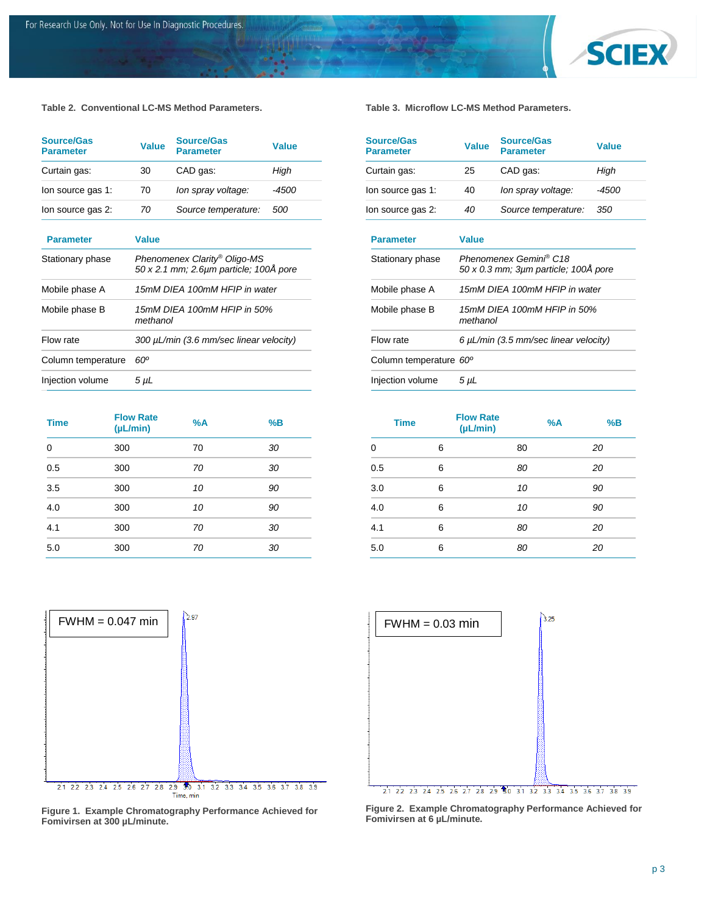**Table 2. Conventional LC-MS Method Parameters.**

| Source/Gas Parameter | Value | Source/Gas Parameter | Value |
|---|---|---|---|
| Curtain gas: | 30 | CAD gas: | *High* |
| Ion source gas 1: | 70 | *Ion spray voltage:* | *-4500* |
| Ion source gas 2: | *70* | *Source temperature:* | *500* |

| Parameter | Value |
|---|---|
| Stationary phase | *Phenomenex Clarity® Oligo-MS 50 x 2.1 mm; 2.6µm particle; 100Å pore* |
| Mobile phase A | *15mM DIEA 100mM HFIP in water* |
| Mobile phase B | *15mM DIEA 100mM HFIP in 50% methanol* |
| Flow rate | *300 µL/min (3.6 mm/sec linear velocity)* |
| Column temperature | *60º* |
| Injection volume | *5 µL* |

| Time | Flow Rate (µL/min) | %A | %B |
|---|---|---|---|
| 0 | 300 | 70 | *30* |
| 0.5 | 300 | *70* | *30* |
| 3.5 | 300 | *10* | *90* |
| 4.0 | 300 | *10* | *90* |
| 4.1 | 300 | *70* | *30* |
| 5.0 | 300 | *70* | *30* |

**Table 3. Microflow LC-MS Method Parameters.**

| Source/Gas Parameter | Value | Source/Gas Parameter | Value |
|---|---|---|---|
| Curtain gas: | 25 | CAD gas: | *High* |
| Ion source gas 1: | 40 | *Ion spray voltage:* | *-4500* |
| Ion source gas 2: | *40* | *Source temperature:* | *350* |

| Parameter | Value |
|---|---|
| Stationary phase | *Phenomenex Gemini® C18 50 x 0.3 mm; 3µm particle; 100Å pore* |
| Mobile phase A | *15mM DIEA 100mM HFIP in water* |
| Mobile phase B | *15mM DIEA 100mM HFIP in 50% methanol* |
| Flow rate | *6 µL/min (3.5 mm/sec linear velocity)* |
| Column temperature | *60º* |
| Injection volume | *5 µL* |

| Time | Flow Rate (µL/min) | %A | %B |
|---|---|---|---|
| 0 | 6 | 80 | *20* |
| 0.5 | 6 | *80* | *20* |
| 3.0 | 6 | *10* | *90* |
| 4.0 | 6 | *10* | *90* |
| 4.1 | 6 | *80* | *20* |
| 5.0 | 6 | *80* | *20* |

FWHM = 0.047 min

**Figure 1. Example Chromatography Performance Achieved for Fomivirsen at 300 µL/minute.**

FWHM = 0.03 min

**Figure 2. Example Chromatography Performance Achieved for Fomivirsen at 6 µL/minute.**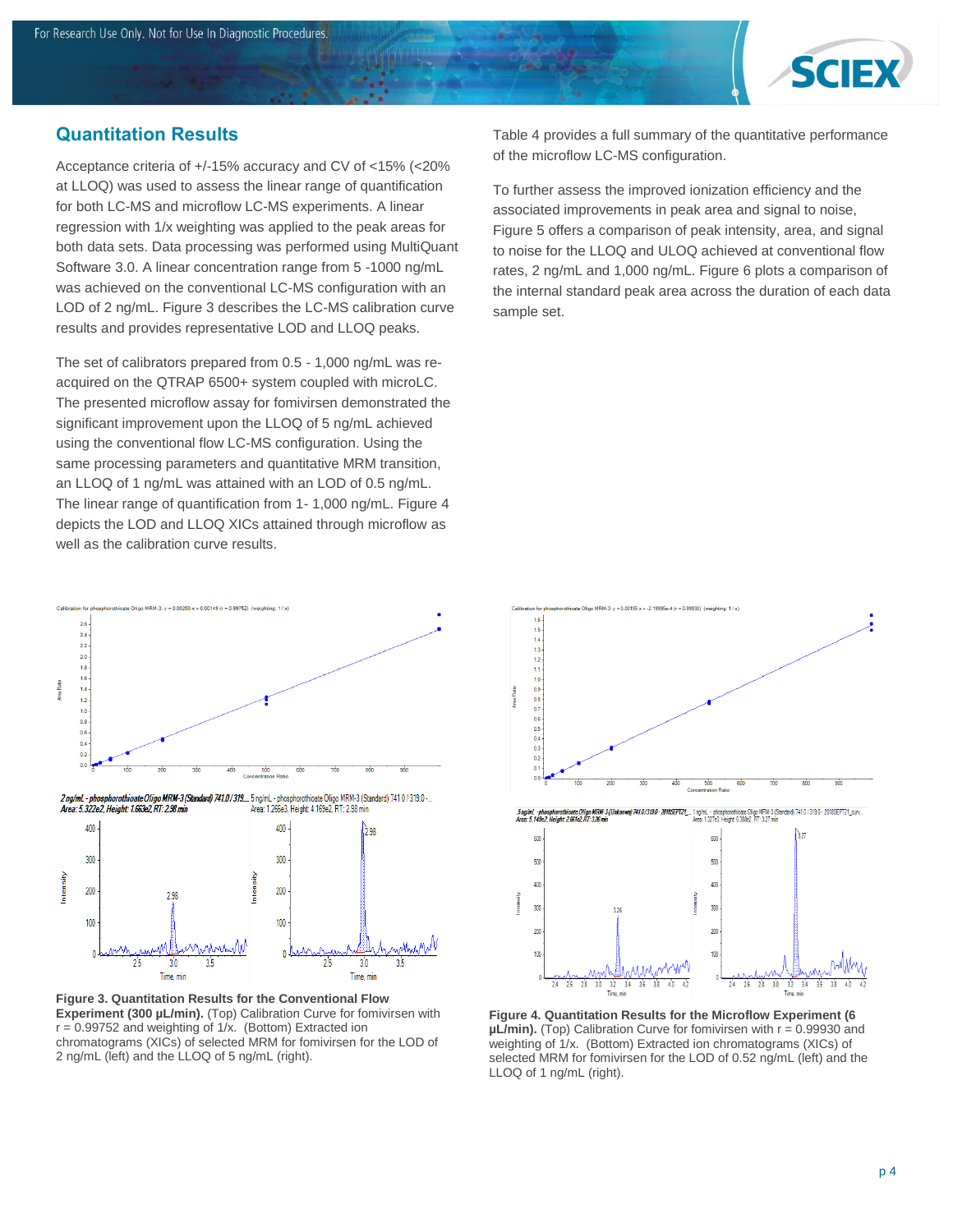## Quantitation Results

Acceptance criteria of +/-15% accuracy and CV of <15% (<20% at LLOQ) was used to assess the linear range of quantification for both LC-MS and microflow LC-MS experiments. A linear regression with 1/x weighting was applied to the peak areas for both data sets. Data processing was performed using MultiQuant Software 3.0. A linear concentration range from 5 -1000 ng/mL was achieved on the conventional LC-MS configuration with an LOD of 2 ng/mL. Figure 3 describes the LC-MS calibration curve results and provides representative LOD and LLOQ peaks.

The set of calibrators prepared from 0.5 - 1,000 ng/mL was re-acquired on the QTRAP 6500+ system coupled with microLC. The presented microflow assay for fomivirsen demonstrated the significant improvement upon the LLOQ of 5 ng/mL achieved using the conventional flow LC-MS configuration. Using the same processing parameters and quantitative MRM transition, an LLOQ of 1 ng/mL was attained with an LOD of 0.5 ng/mL. The linear range of quantification from 1- 1,000 ng/mL. Figure 4 depicts the LOD and LLOQ XICs attained through microflow as well as the calibration curve results.

Table 4 provides a full summary of the quantitative performance of the microflow LC-MS configuration.

To further assess the improved ionization efficiency and the associated improvements in peak area and signal to noise, Figure 5 offers a comparison of peak intensity, area, and signal to noise for the LLOQ and ULOQ achieved at conventional flow rates, 2 ng/mL and 1,000 ng/mL. Figure 6 plots a comparison of the internal standard peak area across the duration of each data sample set.

**Figure 3. Quantitation Results for the Conventional Flow Experiment (300 µL/min).** (Top) Calibration Curve for fomivirsen with r = 0.99752 and weighting of 1/x. (Bottom) Extracted ion chromatograms (XICs) of selected MRM for fomivirsen for the LOD of 2 ng/mL (left) and the LLOQ of 5 ng/mL (right).

**Figure 4. Quantitation Results for the Microflow Experiment (6 µL/min).** (Top) Calibration Curve for fomivirsen with r = 0.99930 and weighting of 1/x. (Bottom) Extracted ion chromatograms (XICs) of selected MRM for fomivirsen for the LOD of 0.52 ng/mL (left) and the LLOQ of 1 ng/mL (right).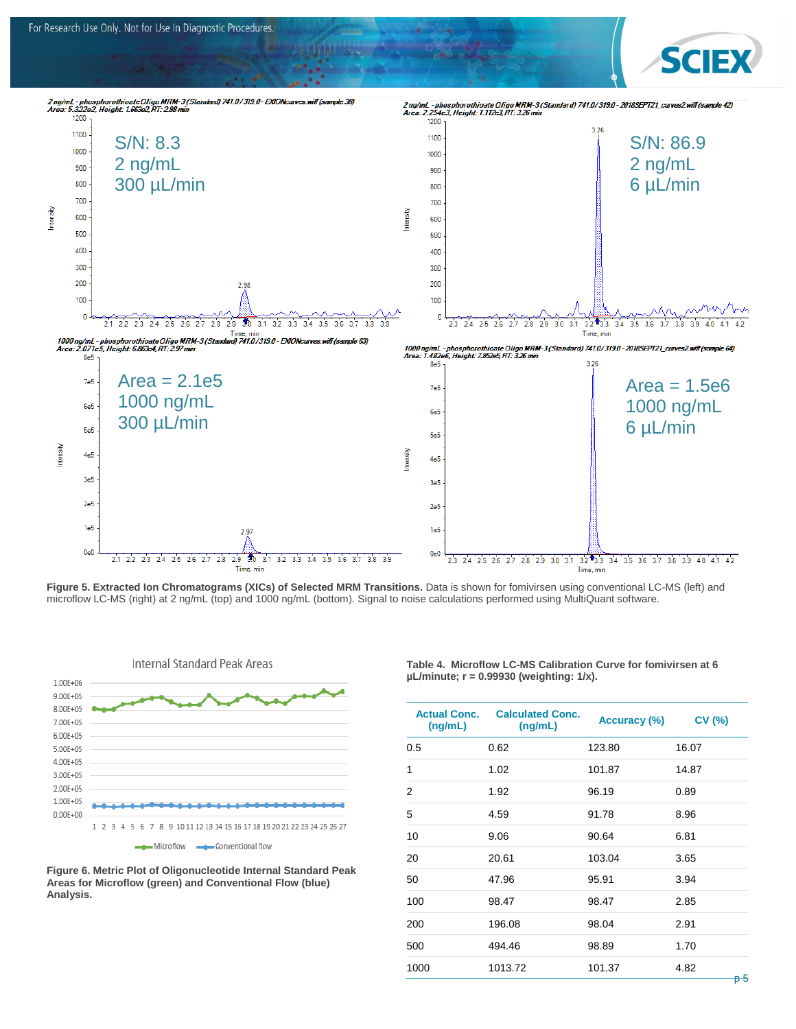**Figure 5. Extracted Ion Chromatograms (XICs) of Selected MRM Transitions.** Data is shown for fomivirsen using conventional LC-MS (left) and microflow LC-MS (right) at 2 ng/mL (top) and 1000 ng/mL (bottom). Signal to noise calculations performed using MultiQuant software.

**Figure 6. Metric Plot of Oligonucleotide Internal Standard Peak Areas for Microflow (green) and Conventional Flow (blue) Analysis.**

**Table 4. Microflow LC-MS Calibration Curve for fomivirsen at 6 µL/minute; r = 0.99930 (weighting: 1/x).**

| Actual Conc. (ng/mL) | Calculated Conc. (ng/mL) | Accuracy (%) | CV (%) |
|---|---|---|---|
| 0.5 | 0.62 | 123.80 | 16.07 |
| 1 | 1.02 | 101.87 | 14.87 |
| 2 | 1.92 | 96.19 | 0.89 |
| 5 | 4.59 | 91.78 | 8.96 |
| 10 | 9.06 | 90.64 | 6.81 |
| 20 | 20.61 | 103.04 | 3.65 |
| 50 | 47.96 | 95.91 | 3.94 |
| 100 | 98.47 | 98.47 | 2.85 |
| 200 | 196.08 | 98.04 | 2.91 |
| 500 | 494.46 | 98.89 | 1.70 |
| 1000 | 1013.72 | 101.37 | 4.82 |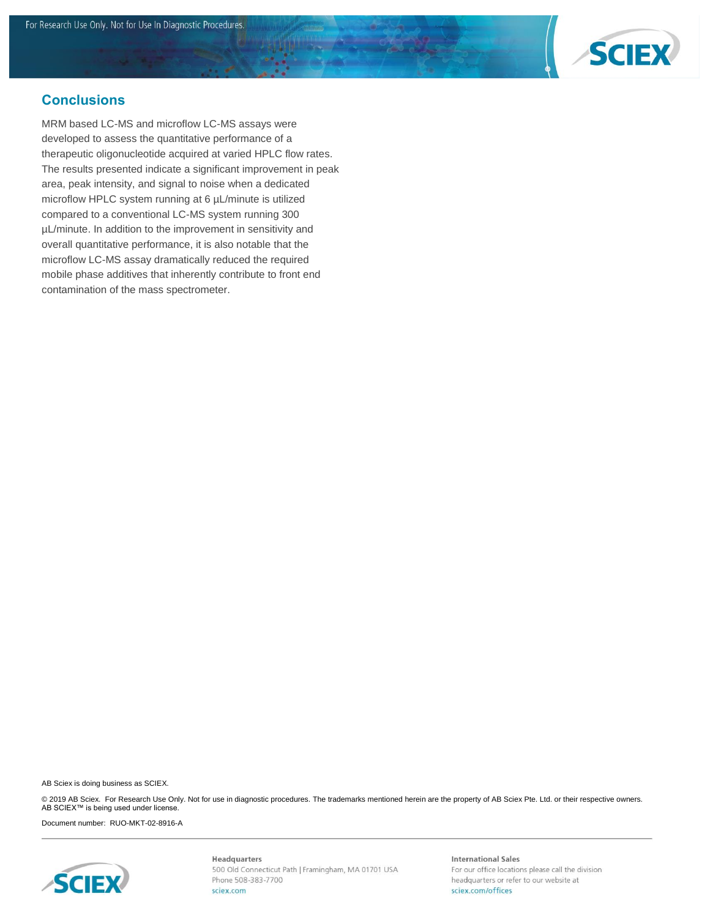## Conclusions

MRM based LC-MS and microflow LC-MS assays were developed to assess the quantitative performance of a therapeutic oligonucleotide acquired at varied HPLC flow rates. The results presented indicate a significant improvement in peak area, peak intensity, and signal to noise when a dedicated microflow HPLC system running at 6 µL/minute is utilized compared to a conventional LC-MS system running 300 µL/minute. In addition to the improvement in sensitivity and overall quantitative performance, it is also notable that the microflow LC-MS assay dramatically reduced the required mobile phase additives that inherently contribute to front end contamination of the mass spectrometer.

AB Sciex is doing business as SCIEX.

© 2019 AB Sciex. For Research Use Only. Not for use in diagnostic procedures. The trademarks mentioned herein are the property of AB Sciex Pte. Ltd. or their respective owners. AB SCIEX™ is being used under license.

Document number: RUO-MKT-02-8916-A

**Headquarters**
500 Old Connecticut Path | Framingham, MA 01701 USA
Phone 508-383-7700
sciex.com

**International Sales**
For our office locations please call the division headquarters or refer to our website at
sciex.com/offices